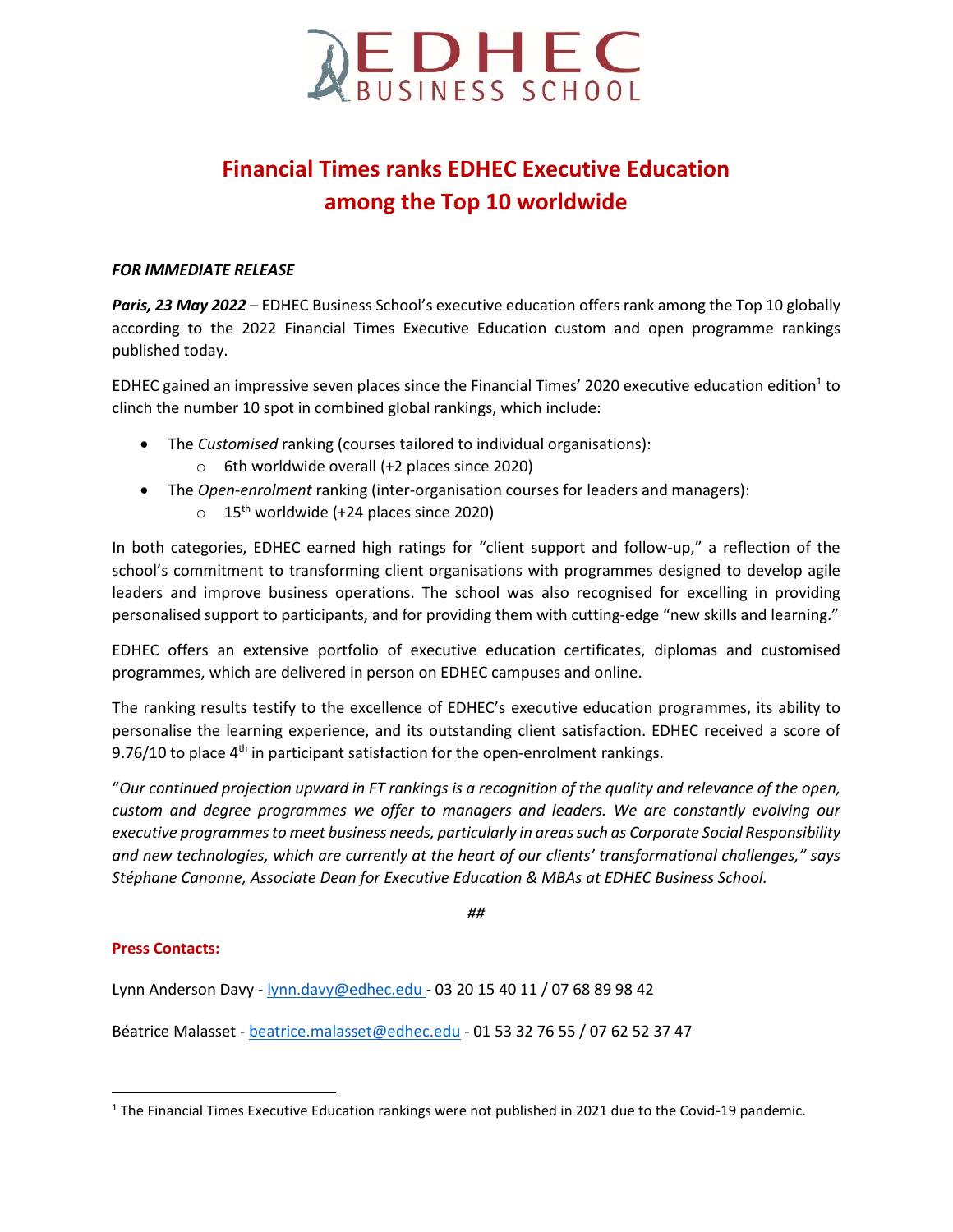EDHEC BUSINESS SCHOOL

# Financial Times ranks EDHEC Executive Education among the Top 10 worldwide

***FOR IMMEDIATE RELEASE***

***Paris, 23 May 2022*** – EDHEC Business School's executive education offers rank among the Top 10 globally according to the 2022 Financial Times Executive Education custom and open programme rankings published today.

EDHEC gained an impressive seven places since the Financial Times' 2020 executive education edition[1] to clinch the number 10 spot in combined global rankings, which include:

- The *Customised* ranking (courses tailored to individual organisations):
  - 6th worldwide overall (+2 places since 2020)
- The *Open-enrolment* ranking (inter-organisation courses for leaders and managers):
  - 15th worldwide (+24 places since 2020)

In both categories, EDHEC earned high ratings for "client support and follow-up," a reflection of the school's commitment to transforming client organisations with programmes designed to develop agile leaders and improve business operations. The school was also recognised for excelling in providing personalised support to participants, and for providing them with cutting-edge "new skills and learning."

EDHEC offers an extensive portfolio of executive education certificates, diplomas and customised programmes, which are delivered in person on EDHEC campuses and online.

The ranking results testify to the excellence of EDHEC's executive education programmes, its ability to personalise the learning experience, and its outstanding client satisfaction. EDHEC received a score of 9.76/10 to place 4th in participant satisfaction for the open-enrolment rankings.

"*Our continued projection upward in FT rankings is a recognition of the quality and relevance of the open, custom and degree programmes we offer to managers and leaders. We are constantly evolving our executive programmes to meet business needs, particularly in areas such as Corporate Social Responsibility and new technologies, which are currently at the heart of our clients' transformational challenges," says Stéphane Canonne, Associate Dean for Executive Education & MBAs at EDHEC Business School.*

*##*

**Press Contacts:**

Lynn Anderson Davy - lynn.davy@edhec.edu - 03 20 15 40 11 / 07 68 89 98 42

Béatrice Malasset - beatrice.malasset@edhec.edu - 01 53 32 76 55 / 07 62 52 37 47

[1] The Financial Times Executive Education rankings were not published in 2021 due to the Covid-19 pandemic.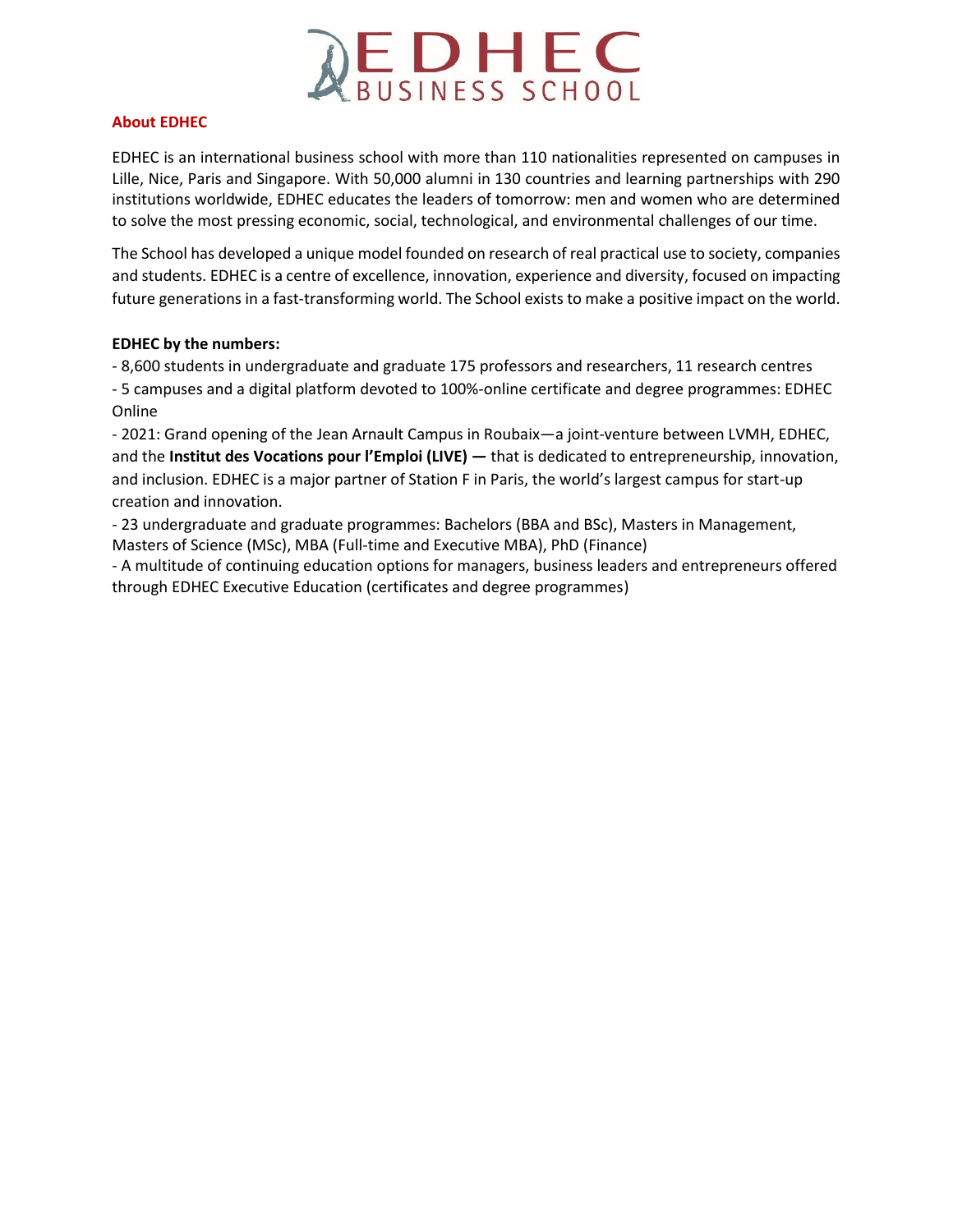EDHEC BUSINESS SCHOOL

## About EDHEC

EDHEC is an international business school with more than 110 nationalities represented on campuses in Lille, Nice, Paris and Singapore. With 50,000 alumni in 130 countries and learning partnerships with 290 institutions worldwide, EDHEC educates the leaders of tomorrow: men and women who are determined to solve the most pressing economic, social, technological, and environmental challenges of our time.

The School has developed a unique model founded on research of real practical use to society, companies and students. EDHEC is a centre of excellence, innovation, experience and diversity, focused on impacting future generations in a fast-transforming world. The School exists to make a positive impact on the world.

**EDHEC by the numbers:**

- 8,600 students in undergraduate and graduate 175 professors and researchers, 11 research centres
- 5 campuses and a digital platform devoted to 100%-online certificate and degree programmes: EDHEC Online
- 2021: Grand opening of the Jean Arnault Campus in Roubaix—a joint-venture between LVMH, EDHEC, and the **Institut des Vocations pour l'Emploi (LIVE) —** that is dedicated to entrepreneurship, innovation, and inclusion. EDHEC is a major partner of Station F in Paris, the world's largest campus for start-up creation and innovation.
- 23 undergraduate and graduate programmes: Bachelors (BBA and BSc), Masters in Management, Masters of Science (MSc), MBA (Full-time and Executive MBA), PhD (Finance)
- A multitude of continuing education options for managers, business leaders and entrepreneurs offered through EDHEC Executive Education (certificates and degree programmes)